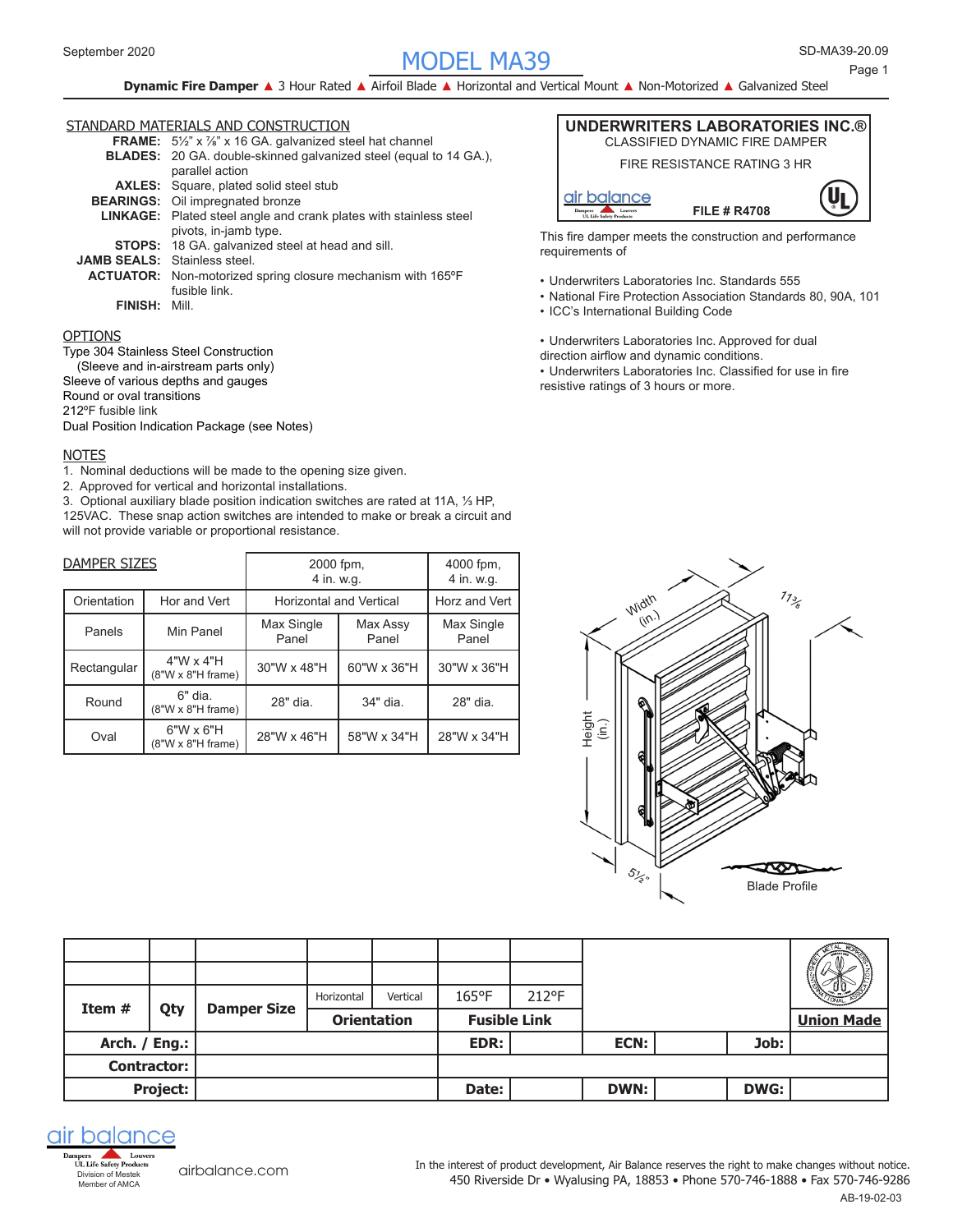September 2020

# MODEL MA39

SD-MA39-20.09

**Dynamic Fire Damper** ▲ 3 Hour Rated ▲ Airfoil Blade ▲ Horizontal and Vertical Mount ▲ Non-Motorized ▲ Galvanized Steel

## STANDARD MATERIALS AND CONSTRUCTION

**FRAME:** 5½" x ⅞" x 16 GA. galvanized steel hat channel
**BLADES:** 20 GA. double-skinned galvanized steel (equal to 14 GA.), parallel action
**AXLES:** Square, plated solid steel stub
**BEARINGS:** Oil impregnated bronze
**LINKAGE:** Plated steel angle and crank plates with stainless steel pivots, in-jamb type.
**STOPS:** 18 GA. galvanized steel at head and sill.
**JAMB SEALS:** Stainless steel.
**ACTUATOR:** Non-motorized spring closure mechanism with 165ºF fusible link.
**FINISH:** Mill.

## OPTIONS

Type 304 Stainless Steel Construction
(Sleeve and in-airstream parts only)
Sleeve of various depths and gauges
Round or oval transitions
212ºF fusible link
Dual Position Indication Package (see Notes)

## NOTES

1. Nominal deductions will be made to the opening size given.
2. Approved for vertical and horizontal installations.
3. Optional auxiliary blade position indication switches are rated at 11A, ⅓ HP, 125VAC. These snap action switches are intended to make or break a circuit and will not provide variable or proportional resistance.

**UNDERWRITERS LABORATORIES INC.®**
CLASSIFIED DYNAMIC FIRE DAMPER
FIRE RESISTANCE RATING 3 HR
air balance
FILE # R4708

This fire damper meets the construction and performance requirements of

- Underwriters Laboratories Inc. Standards 555
- National Fire Protection Association Standards 80, 90A, 101
- ICC's International Building Code

- Underwriters Laboratories Inc. Approved for dual direction airflow and dynamic conditions.
- Underwriters Laboratories Inc. Classified for use in fire resistive ratings of 3 hours or more.

## DAMPER SIZES

| | | 2000 fpm, 4 in. w.g. | | 4000 fpm, 4 in. w.g. |
|---|---|---|---|---|
| Orientation | Hor and Vert | Horizontal and Vertical | | Horz and Vert |
| Panels | Min Panel | Max Single Panel | Max Assy Panel | Max Single Panel |
| Rectangular | 4"W x 4"H (8"W x 8"H frame) | 30"W x 48"H | 60"W x 36"H | 30"W x 36"H |
| Round | 6" dia. (8"W x 8"H frame) | 28" dia. | 34" dia. | 28" dia. |
| Oval | 6"W x 6"H (8"W x 8"H frame) | 28"W x 46"H | 58"W x 34"H | 28"W x 34"H |

Width (in.) · 11⅜ · Height (in.) · 5½"

Blade Profile

| Item # | Qty | Damper Size | Horizontal | Vertical | 165°F | 212°F | | |
|---|---|---|---|---|---|---|---|---|
| | | | **Orientation** | | **Fusible Link** | | | **Union Made** |
| **Arch. / Eng.:** | | | | | **EDR:** | | **ECN:** | **Job:** |
| **Contractor:** | | | | | | | | |
| **Project:** | | | | | **Date:** | | **DWN:** | **DWG:** |

air balance
Dampers · Louvers
UL Life Safety Products
Division of Mestek
Member of AMCA

airbalance.com

In the interest of product development, Air Balance reserves the right to make changes without notice.
450 Riverside Dr • Wyalusing PA, 18853 • Phone 570-746-1888 • Fax 570-746-9286

AB-19-02-03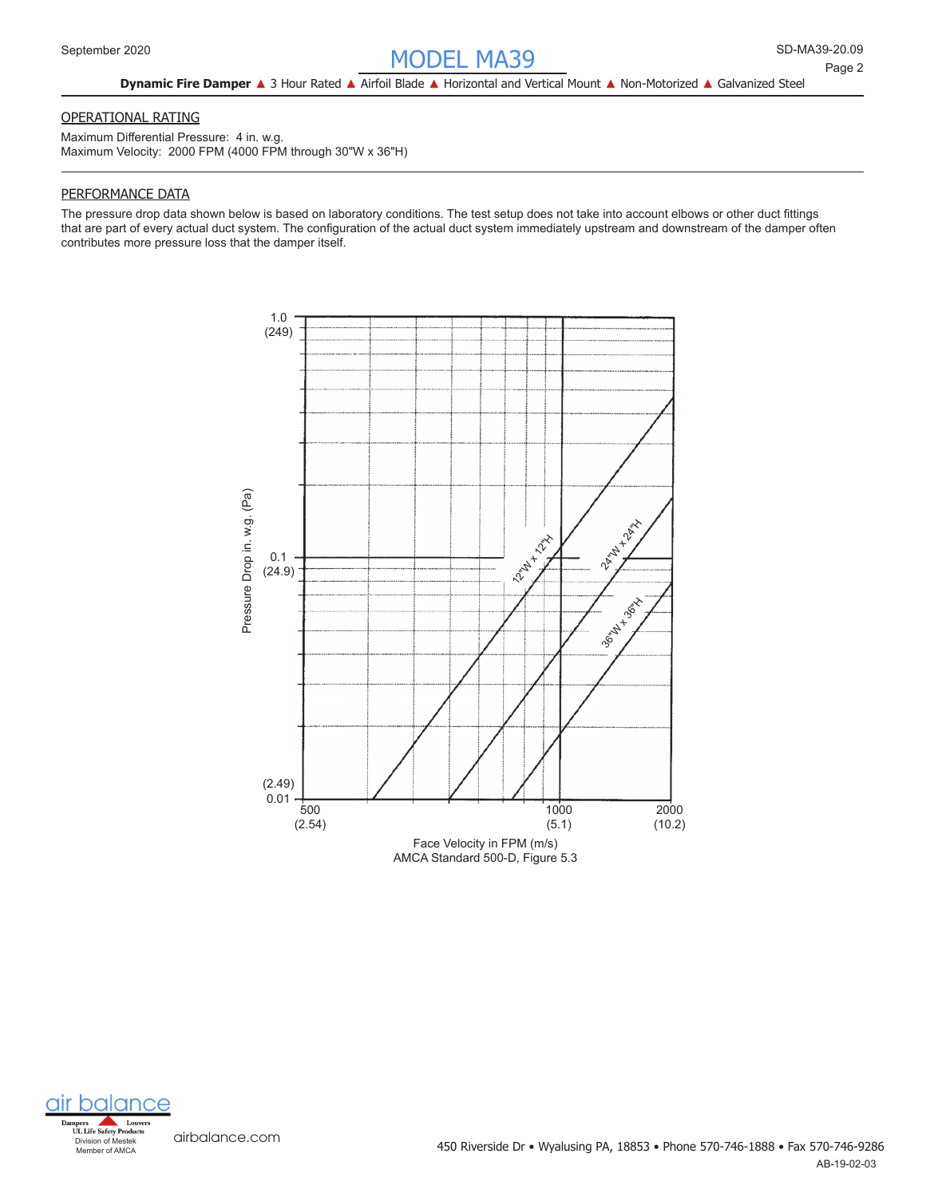# MODEL MA39

**Dynamic Fire Damper** ▲ 3 Hour Rated ▲ Airfoil Blade ▲ Horizontal and Vertical Mount ▲ Non-Motorized ▲ Galvanized Steel

## OPERATIONAL RATING

Maximum Differential Pressure: 4 in. w.g.
Maximum Velocity: 2000 FPM (4000 FPM through 30"W x 36"H)

## PERFORMANCE DATA

The pressure drop data shown below is based on laboratory conditions. The test setup does not take into account elbows or other duct fittings that are part of every actual duct system. The configuration of the actual duct system immediately upstream and downstream of the damper often contributes more pressure loss that the damper itself.

Pressure Drop in. w.g. (Pa)

1.0
(249)

0.1
(24.9)

(2.49)
0.01

12"W x 12"H

24"W x 24"H

36"W x 36"H

500
(2.54)

1000
(5.1)

2000
(10.2)

Face Velocity in FPM (m/s)

AMCA Standard 500-D, Figure 5.3

air balance
Dampers Louvers
UL Life Safety Products
Division of Mestek
Member of AMCA

airbalance.com

450 Riverside Dr • Wyalusing PA, 18853 • Phone 570-746-1888 • Fax 570-746-9286

AB-19-02-03